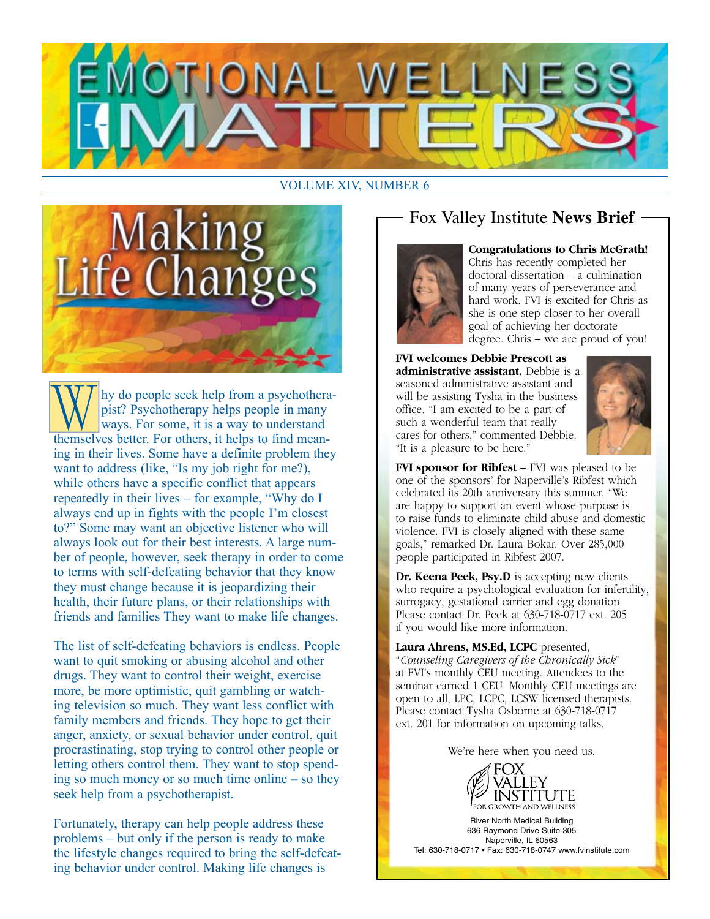# EMOTIONAL WELLNESS MATTERS

VOLUME XIV, NUMBER 6

## Making Life Changes

Why do people seek help from a psychotherapist? Psychotherapy helps people in many ways. For some, it is a way to understand themselves better. For others, it helps to find meaning in their lives. Some have a definite problem they want to address (like, "Is my job right for me?), while others have a specific conflict that appears repeatedly in their lives – for example, "Why do I always end up in fights with the people I'm closest to?" Some may want an objective listener who will always look out for their best interests. A large number of people, however, seek therapy in order to come to terms with self-defeating behavior that they know they must change because it is jeopardizing their health, their future plans, or their relationships with friends and families They want to make life changes.

The list of self-defeating behaviors is endless. People want to quit smoking or abusing alcohol and other drugs. They want to control their weight, exercise more, be more optimistic, quit gambling or watching television so much. They want less conflict with family members and friends. They hope to get their anger, anxiety, or sexual behavior under control, quit procrastinating, stop trying to control other people or letting others control them. They want to stop spending so much money or so much time online – so they seek help from a psychotherapist.

Fortunately, therapy can help people address these problems – but only if the person is ready to make the lifestyle changes required to bring the self-defeating behavior under control. Making life changes is

## Fox Valley Institute **News Brief**

**Congratulations to Chris McGrath!** Chris has recently completed her doctoral dissertation – a culmination of many years of perseverance and hard work. FVI is excited for Chris as she is one step closer to her overall goal of achieving her doctorate degree. Chris – we are proud of you!

**FVI welcomes Debbie Prescott as administrative assistant.** Debbie is a seasoned administrative assistant and will be assisting Tysha in the business office. "I am excited to be a part of such a wonderful team that really cares for others," commented Debbie. "It is a pleasure to be here."

**FVI sponsor for Ribfest** – FVI was pleased to be one of the sponsors' for Naperville's Ribfest which celebrated its 20th anniversary this summer. "We are happy to support an event whose purpose is to raise funds to eliminate child abuse and domestic violence. FVI is closely aligned with these same goals," remarked Dr. Laura Bokar. Over 285,000 people participated in Ribfest 2007.

**Dr. Keena Peek, Psy.D** is accepting new clients who require a psychological evaluation for infertility, surrogacy, gestational carrier and egg donation. Please contact Dr. Peek at 630-718-0717 ext. 205 if you would like more information.

**Laura Ahrens, MS.Ed, LCPC** presented, "*Counseling Caregivers of the Chronically Sick*" at FVI's monthly CEU meeting. Attendees to the seminar earned 1 CEU. Monthly CEU meetings are open to all, LPC, LCPC, LCSW licensed therapists. Please contact Tysha Osborne at 630-718-0717 ext. 201 for information on upcoming talks.

We're here when you need us.

FOX VALLEY INSTITUTE
FOR GROWTH AND WELLNESS

River North Medical Building
636 Raymond Drive Suite 305
Naperville, IL 60563
Tel: 630-718-0717 • Fax: 630-718-0747 www.fvinstitute.com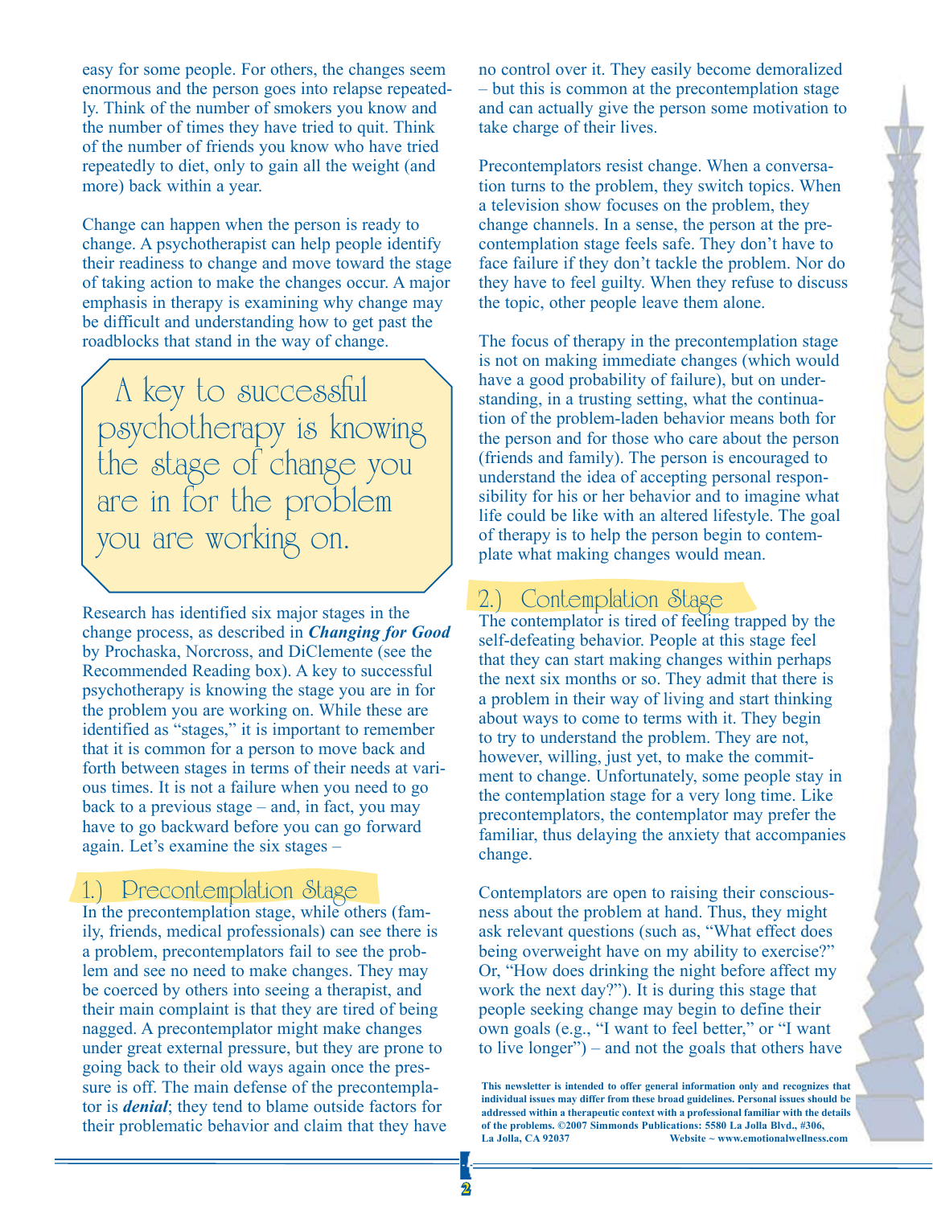easy for some people. For others, the changes seem enormous and the person goes into relapse repeatedly. Think of the number of smokers you know and the number of times they have tried to quit. Think of the number of friends you know who have tried repeatedly to diet, only to gain all the weight (and more) back within a year.

Change can happen when the person is ready to change. A psychotherapist can help people identify their readiness to change and move toward the stage of taking action to make the changes occur. A major emphasis in therapy is examining why change may be difficult and understanding how to get past the roadblocks that stand in the way of change.

> A key to successful psychotherapy is knowing the stage of change you are in for the problem you are working on.

Research has identified six major stages in the change process, as described in ***Changing for Good*** by Prochaska, Norcross, and DiClemente (see the Recommended Reading box). A key to successful psychotherapy is knowing the stage you are in for the problem you are working on. While these are identified as "stages," it is important to remember that it is common for a person to move back and forth between stages in terms of their needs at various times. It is not a failure when you need to go back to a previous stage – and, in fact, you may have to go backward before you can go forward again. Let's examine the six stages –

## 1.) Precontemplation Stage

In the precontemplation stage, while others (family, friends, medical professionals) can see there is a problem, precontemplators fail to see the problem and see no need to make changes. They may be coerced by others into seeing a therapist, and their main complaint is that they are tired of being nagged. A precontemplator might make changes under great external pressure, but they are prone to going back to their old ways again once the pressure is off. The main defense of the precontemplator is ***denial***; they tend to blame outside factors for their problematic behavior and claim that they have no control over it. They easily become demoralized – but this is common at the precontemplation stage and can actually give the person some motivation to take charge of their lives.

Precontemplators resist change. When a conversation turns to the problem, they switch topics. When a television show focuses on the problem, they change channels. In a sense, the person at the precontemplation stage feels safe. They don't have to face failure if they don't tackle the problem. Nor do they have to feel guilty. When they refuse to discuss the topic, other people leave them alone.

The focus of therapy in the precontemplation stage is not on making immediate changes (which would have a good probability of failure), but on understanding, in a trusting setting, what the continuation of the problem-laden behavior means both for the person and for those who care about the person (friends and family). The person is encouraged to understand the idea of accepting personal responsibility for his or her behavior and to imagine what life could be like with an altered lifestyle. The goal of therapy is to help the person begin to contemplate what making changes would mean.

## 2.) Contemplation Stage

The contemplator is tired of feeling trapped by the self-defeating behavior. People at this stage feel that they can start making changes within perhaps the next six months or so. They admit that there is a problem in their way of living and start thinking about ways to come to terms with it. They begin to try to understand the problem. They are not, however, willing, just yet, to make the commitment to change. Unfortunately, some people stay in the contemplation stage for a very long time. Like precontemplators, the contemplator may prefer the familiar, thus delaying the anxiety that accompanies change.

Contemplators are open to raising their consciousness about the problem at hand. Thus, they might ask relevant questions (such as, "What effect does being overweight have on my ability to exercise?" Or, "How does drinking the night before affect my work the next day?"). It is during this stage that people seeking change may begin to define their own goals (e.g., "I want to feel better," or "I want to live longer") – and not the goals that others have

**This newsletter is intended to offer general information only and recognizes that individual issues may differ from these broad guidelines. Personal issues should be addressed within a therapeutic context with a professional familiar with the details of the problems. ©2007 Simmonds Publications: 5580 La Jolla Blvd., #306, La Jolla, CA 92037 Website ~ www.emotionalwellness.com**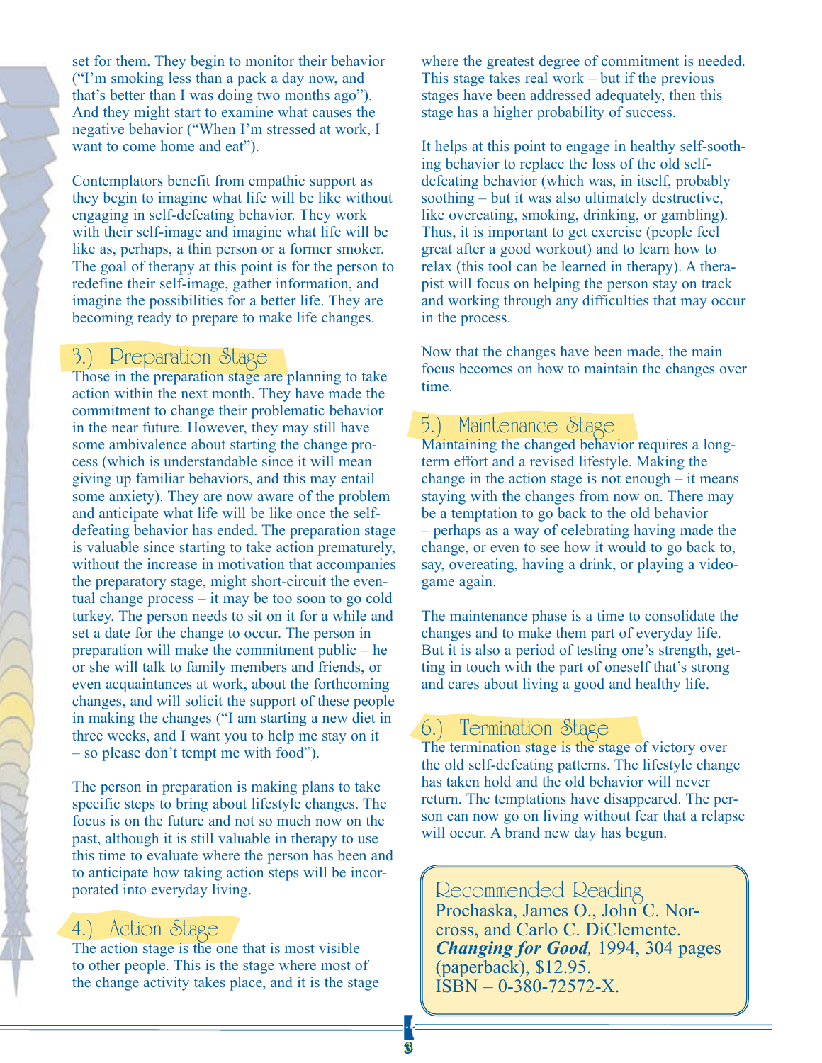set for them. They begin to monitor their behavior ("I'm smoking less than a pack a day now, and that's better than I was doing two months ago"). And they might start to examine what causes the negative behavior ("When I'm stressed at work, I want to come home and eat").

Contemplators benefit from empathic support as they begin to imagine what life will be like without engaging in self-defeating behavior. They work with their self-image and imagine what life will be like as, perhaps, a thin person or a former smoker. The goal of therapy at this point is for the person to redefine their self-image, gather information, and imagine the possibilities for a better life. They are becoming ready to prepare to make life changes.

## 3.) Preparation Stage

Those in the preparation stage are planning to take action within the next month. They have made the commitment to change their problematic behavior in the near future. However, they may still have some ambivalence about starting the change process (which is understandable since it will mean giving up familiar behaviors, and this may entail some anxiety). They are now aware of the problem and anticipate what life will be like once the self-defeating behavior has ended. The preparation stage is valuable since starting to take action prematurely, without the increase in motivation that accompanies the preparatory stage, might short-circuit the eventual change process – it may be too soon to go cold turkey. The person needs to sit on it for a while and set a date for the change to occur. The person in preparation will make the commitment public – he or she will talk to family members and friends, or even acquaintances at work, about the forthcoming changes, and will solicit the support of these people in making the changes ("I am starting a new diet in three weeks, and I want you to help me stay on it – so please don't tempt me with food").

The person in preparation is making plans to take specific steps to bring about lifestyle changes. The focus is on the future and not so much now on the past, although it is still valuable in therapy to use this time to evaluate where the person has been and to anticipate how taking action steps will be incorporated into everyday living.

## 4.) Action Stage

The action stage is the one that is most visible to other people. This is the stage where most of the change activity takes place, and it is the stage where the greatest degree of commitment is needed. This stage takes real work – but if the previous stages have been addressed adequately, then this stage has a higher probability of success.

It helps at this point to engage in healthy self-soothing behavior to replace the loss of the old self-defeating behavior (which was, in itself, probably soothing – but it was also ultimately destructive, like overeating, smoking, drinking, or gambling). Thus, it is important to get exercise (people feel great after a good workout) and to learn how to relax (this tool can be learned in therapy). A therapist will focus on helping the person stay on track and working through any difficulties that may occur in the process.

Now that the changes have been made, the main focus becomes on how to maintain the changes over time.

## 5.) Maintenance Stage

Maintaining the changed behavior requires a long-term effort and a revised lifestyle. Making the change in the action stage is not enough – it means staying with the changes from now on. There may be a temptation to go back to the old behavior – perhaps as a way of celebrating having made the change, or even to see how it would to go back to, say, overeating, having a drink, or playing a video-game again.

The maintenance phase is a time to consolidate the changes and to make them part of everyday life. But it is also a period of testing one's strength, getting in touch with the part of oneself that's strong and cares about living a good and healthy life.

## 6.) Termination Stage

The termination stage is the stage of victory over the old self-defeating patterns. The lifestyle change has taken hold and the old behavior will never return. The temptations have disappeared. The person can now go on living without fear that a relapse will occur. A brand new day has begun.

### Recommended Reading

Prochaska, James O., John C. Norcross, and Carlo C. DiClemente. ***Changing for Good***, 1994, 304 pages (paperback), $12.95. ISBN – 0-380-72572-X.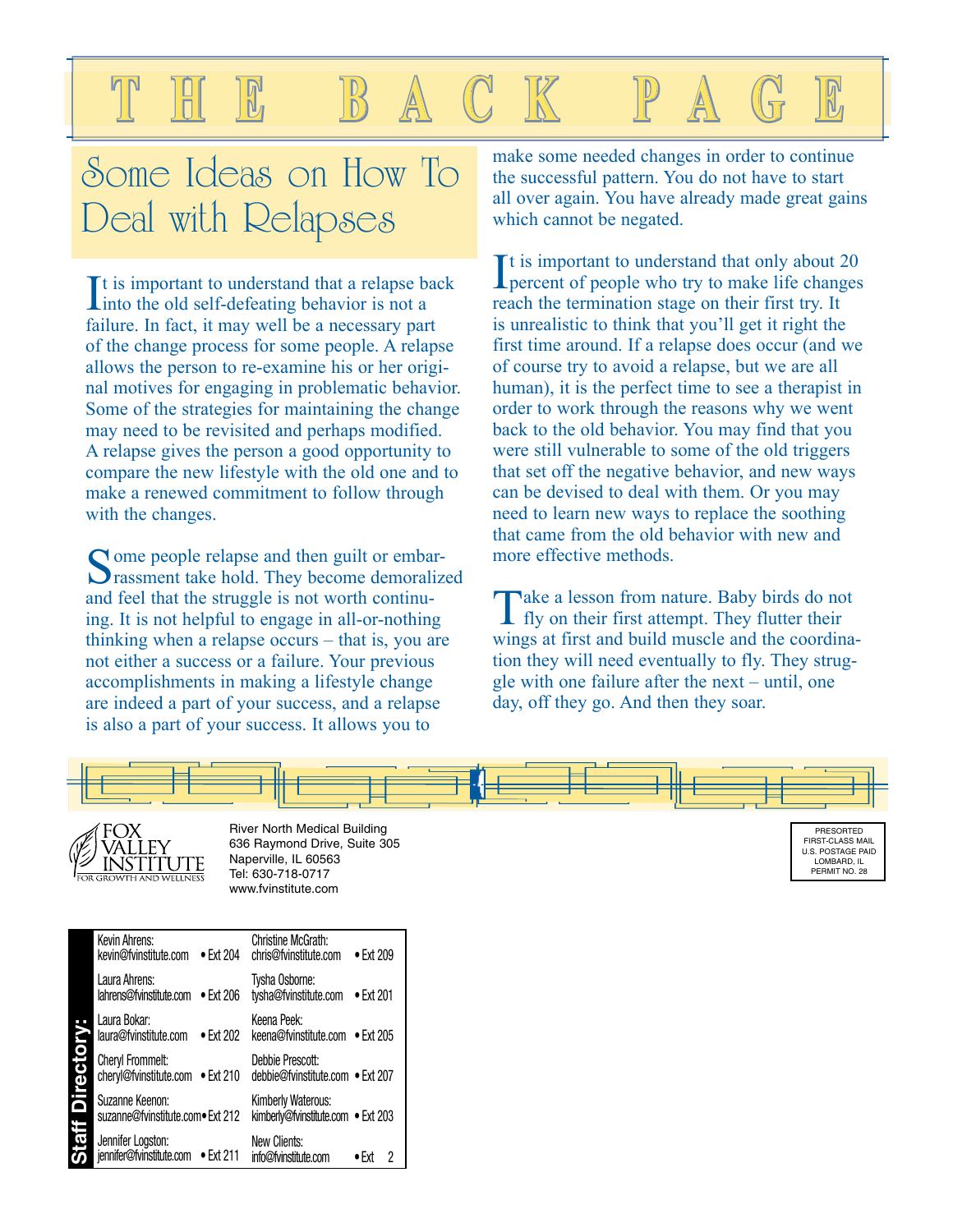# THE BACK PAGE

## Some Ideas on How To Deal with Relapses

It is important to understand that a relapse back into the old self-defeating behavior is not a failure. In fact, it may well be a necessary part of the change process for some people. A relapse allows the person to re-examine his or her original motives for engaging in problematic behavior. Some of the strategies for maintaining the change may need to be revisited and perhaps modified. A relapse gives the person a good opportunity to compare the new lifestyle with the old one and to make a renewed commitment to follow through with the changes.

Some people relapse and then guilt or embarrassment take hold. They become demoralized and feel that the struggle is not worth continuing. It is not helpful to engage in all-or-nothing thinking when a relapse occurs – that is, you are not either a success or a failure. Your previous accomplishments in making a lifestyle change are indeed a part of your success, and a relapse is also a part of your success. It allows you to make some needed changes in order to continue the successful pattern. You do not have to start all over again. You have already made great gains which cannot be negated.

It is important to understand that only about 20 percent of people who try to make life changes reach the termination stage on their first try. It is unrealistic to think that you'll get it right the first time around. If a relapse does occur (and we of course try to avoid a relapse, but we are all human), it is the perfect time to see a therapist in order to work through the reasons why we went back to the old behavior. You may find that you were still vulnerable to some of the old triggers that set off the negative behavior, and new ways can be devised to deal with them. Or you may need to learn new ways to replace the soothing that came from the old behavior with new and more effective methods.

Take a lesson from nature. Baby birds do not fly on their first attempt. They flutter their wings at first and build muscle and the coordination they will need eventually to fly. They struggle with one failure after the next – until, one day, off they go. And then they soar.

---

FOX VALLEY INSTITUTE
FOR GROWTH AND WELLNESS

River North Medical Building
636 Raymond Drive, Suite 305
Naperville, IL 60563
Tel: 630-718-0717
www.fvinstitute.com

PRESORTED
FIRST-CLASS MAIL
U.S. POSTAGE PAID
LOMBARD, IL
PERMIT NO. 28

**Staff Directory:**

| | | | |
|---|---|---|---|
| Kevin Ahrens: kevin@fvinstitute.com | • Ext 204 | Christine McGrath: chris@fvinstitute.com | • Ext 209 |
| Laura Ahrens: lahrens@fvinstitute.com | • Ext 206 | Tysha Osborne: tysha@fvinstitute.com | • Ext 201 |
| Laura Bokar: laura@fvinstitute.com | • Ext 202 | Keena Peek: keena@fvinstitute.com | • Ext 205 |
| Cheryl Frommelt: cheryl@fvinstitute.com | • Ext 210 | Debbie Prescott: debbie@fvinstitute.com | • Ext 207 |
| Suzanne Keenon: suzanne@fvinstitute.com | • Ext 212 | Kimberly Waterous: kimberly@fvinstitute.com | • Ext 203 |
| Jennifer Logston: jennifer@fvinstitute.com | • Ext 211 | New Clients: info@fvinstitute.com | • Ext 2 |